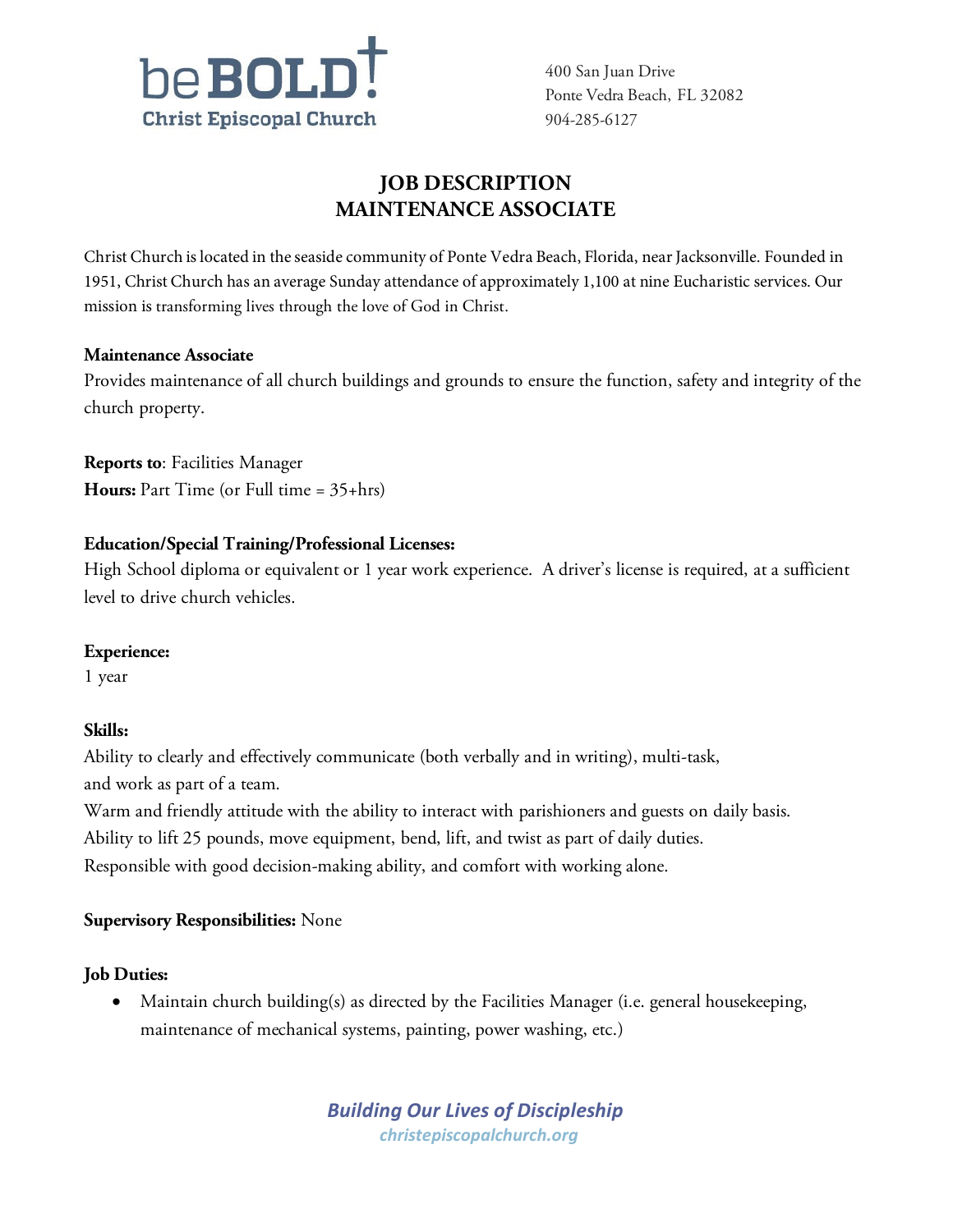beBOLD! Christ Episcopal Church

400 San Juan Drive
Ponte Vedra Beach, FL 32082
904-285-6127

# JOB DESCRIPTION
# MAINTENANCE ASSOCIATE

Christ Church is located in the seaside community of Ponte Vedra Beach, Florida, near Jacksonville. Founded in 1951, Christ Church has an average Sunday attendance of approximately 1,100 at nine Eucharistic services. Our mission is transforming lives through the love of God in Christ.

**Maintenance Associate**
Provides maintenance of all church buildings and grounds to ensure the function, safety and integrity of the church property.

**Reports to**: Facilities Manager
**Hours:** Part Time (or Full time = 35+hrs)

**Education/Special Training/Professional Licenses:**
High School diploma or equivalent or 1 year work experience. A driver's license is required, at a sufficient level to drive church vehicles.

**Experience:**
1 year

**Skills:**
Ability to clearly and effectively communicate (both verbally and in writing), multi-task, and work as part of a team.
Warm and friendly attitude with the ability to interact with parishioners and guests on daily basis.
Ability to lift 25 pounds, move equipment, bend, lift, and twist as part of daily duties.
Responsible with good decision-making ability, and comfort with working alone.

**Supervisory Responsibilities:** None

**Job Duties:**

- Maintain church building(s) as directed by the Facilities Manager (i.e. general housekeeping, maintenance of mechanical systems, painting, power washing, etc.)

*Building Our Lives of Discipleship*
*christepiscopalchurch.org*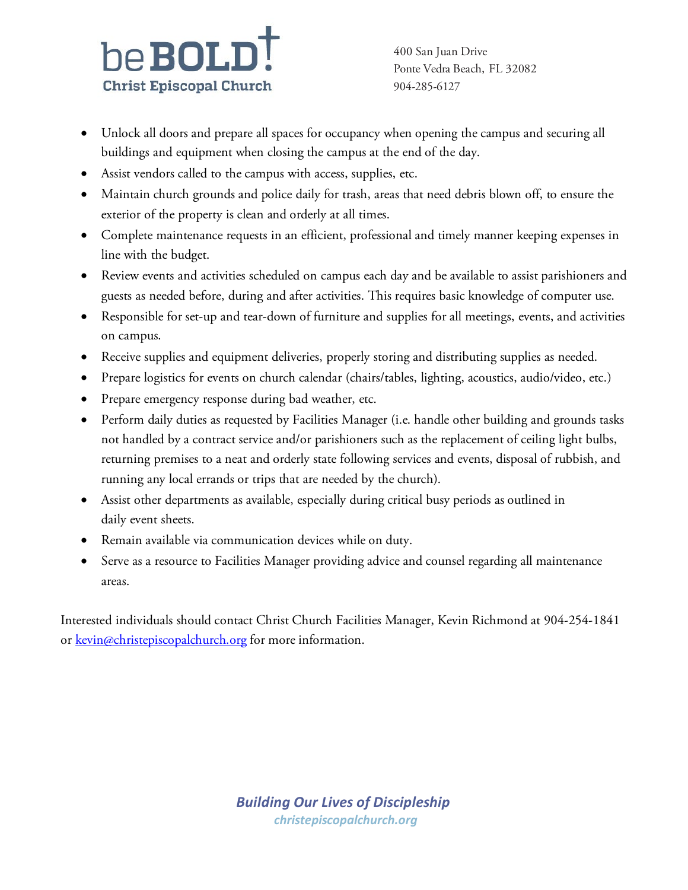- Unlock all doors and prepare all spaces for occupancy when opening the campus and securing all buildings and equipment when closing the campus at the end of the day.
- Assist vendors called to the campus with access, supplies, etc.
- Maintain church grounds and police daily for trash, areas that need debris blown off, to ensure the exterior of the property is clean and orderly at all times.
- Complete maintenance requests in an efficient, professional and timely manner keeping expenses in line with the budget.
- Review events and activities scheduled on campus each day and be available to assist parishioners and guests as needed before, during and after activities. This requires basic knowledge of computer use.
- Responsible for set-up and tear-down of furniture and supplies for all meetings, events, and activities on campus.
- Receive supplies and equipment deliveries, properly storing and distributing supplies as needed.
- Prepare logistics for events on church calendar (chairs/tables, lighting, acoustics, audio/video, etc.)
- Prepare emergency response during bad weather, etc.
- Perform daily duties as requested by Facilities Manager (i.e. handle other building and grounds tasks not handled by a contract service and/or parishioners such as the replacement of ceiling light bulbs, returning premises to a neat and orderly state following services and events, disposal of rubbish, and running any local errands or trips that are needed by the church).
- Assist other departments as available, especially during critical busy periods as outlined in daily event sheets.
- Remain available via communication devices while on duty.
- Serve as a resource to Facilities Manager providing advice and counsel regarding all maintenance areas.

Interested individuals should contact Christ Church Facilities Manager, Kevin Richmond at 904-254-1841 or kevin@christepiscopalchurch.org for more information.